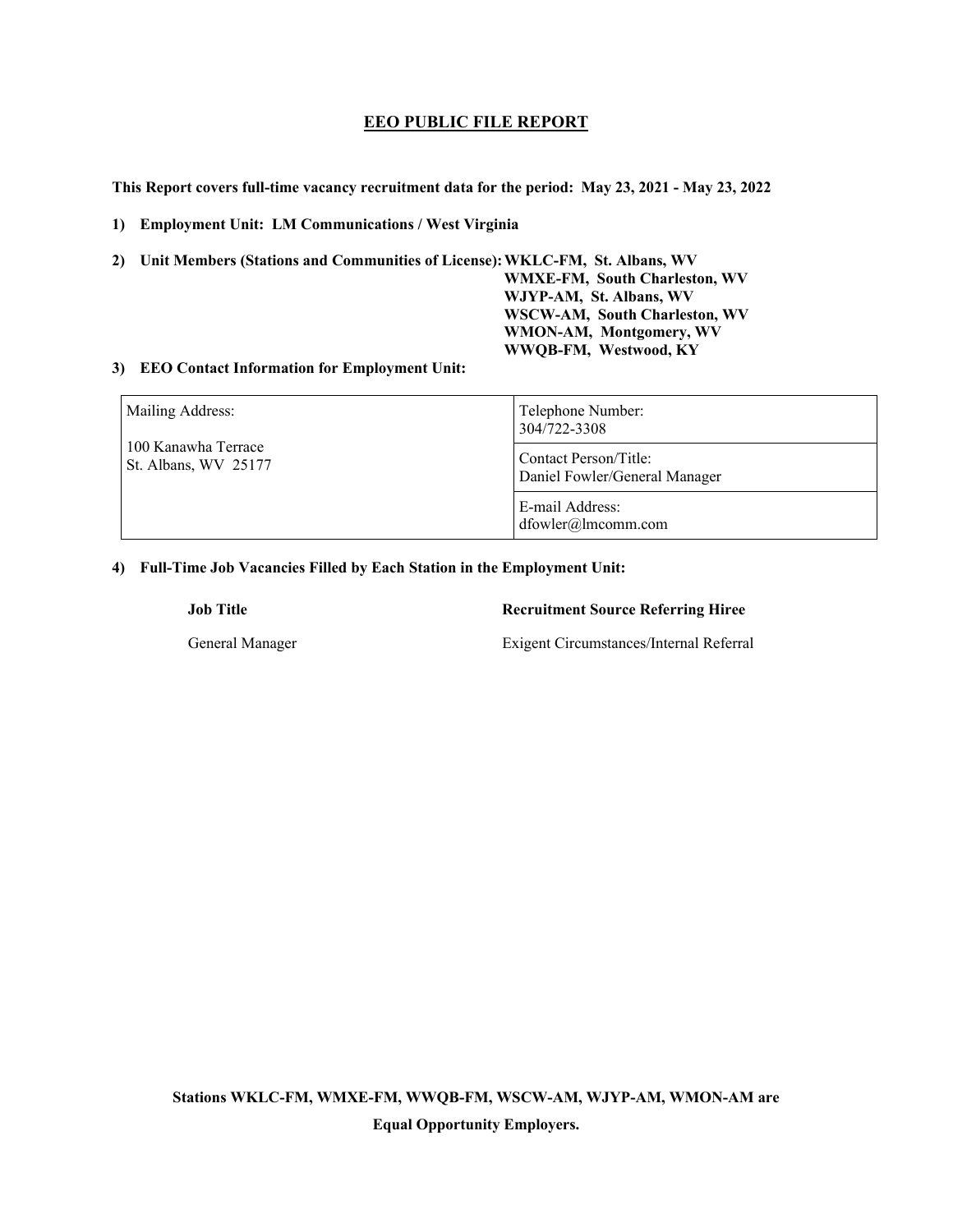# EEO PUBLIC FILE REPORT

**This Report covers full-time vacancy recruitment data for the period: May 23, 2021 - May 23, 2022**

**1) Employment Unit: LM Communications / West Virginia**

**2) Unit Members (Stations and Communities of License):**
**WKLC-FM, St. Albans, WV**
**WMXE-FM, South Charleston, WV**
**WJYP-AM, St. Albans, WV**
**WSCW-AM, South Charleston, WV**
**WMON-AM, Montgomery, WV**
**WWQB-FM, Westwood, KY**

**3) EEO Contact Information for Employment Unit:**

| Mailing Address: 100 Kanawha Terrace St. Albans, WV 25177 | Telephone Number: 304/722-3308 |
|---|---|
| | Contact Person/Title: Daniel Fowler/General Manager |
| | E-mail Address: dfowler@lmcomm.com |

**4) Full-Time Job Vacancies Filled by Each Station in the Employment Unit:**

| Job Title | Recruitment Source Referring Hiree |
|---|---|
| General Manager | Exigent Circumstances/Internal Referral |

**Stations WKLC-FM, WMXE-FM, WWQB-FM, WSCW-AM, WJYP-AM, WMON-AM are Equal Opportunity Employers.**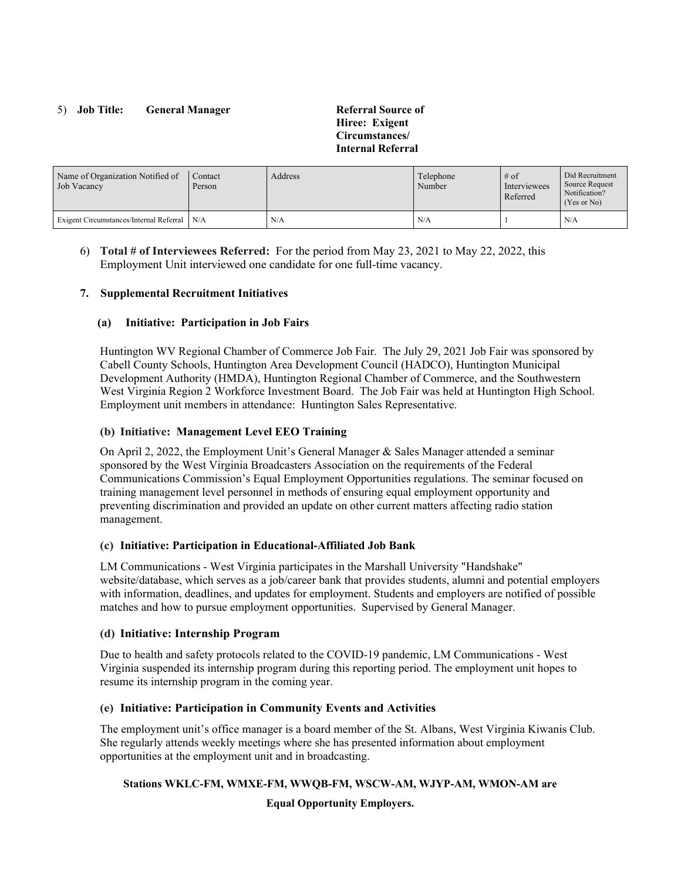5) **Job Title: General Manager** **Referral Source of Hiree: Exigent Circumstances/ Internal Referral**

| Name of Organization Notified of Job Vacancy | Contact Person | Address | Telephone Number | # of Interviewees Referred | Did Recruitment Source Request Notification? (Yes or No) |
|---|---|---|---|---|---|
| Exigent Circumstances/Internal Referral | N/A | N/A | N/A | 1 | N/A |

6) **Total # of Interviewees Referred:** For the period from May 23, 2021 to May 22, 2022, this Employment Unit interviewed one candidate for one full-time vacancy.

**7. Supplemental Recruitment Initiatives**

**(a) Initiative: Participation in Job Fairs**

Huntington WV Regional Chamber of Commerce Job Fair. The July 29, 2021 Job Fair was sponsored by Cabell County Schools, Huntington Area Development Council (HADCO), Huntington Municipal Development Authority (HMDA), Huntington Regional Chamber of Commerce, and the Southwestern West Virginia Region 2 Workforce Investment Board. The Job Fair was held at Huntington High School. Employment unit members in attendance: Huntington Sales Representative.

**(b) Initiative: Management Level EEO Training**

On April 2, 2022, the Employment Unit's General Manager & Sales Manager attended a seminar sponsored by the West Virginia Broadcasters Association on the requirements of the Federal Communications Commission's Equal Employment Opportunities regulations. The seminar focused on training management level personnel in methods of ensuring equal employment opportunity and preventing discrimination and provided an update on other current matters affecting radio station management.

**(c) Initiative: Participation in Educational-Affiliated Job Bank**

LM Communications - West Virginia participates in the Marshall University "Handshake" website/database, which serves as a job/career bank that provides students, alumni and potential employers with information, deadlines, and updates for employment. Students and employers are notified of possible matches and how to pursue employment opportunities. Supervised by General Manager.

**(d) Initiative: Internship Program**

Due to health and safety protocols related to the COVID-19 pandemic, LM Communications - West Virginia suspended its internship program during this reporting period. The employment unit hopes to resume its internship program in the coming year.

**(e) Initiative: Participation in Community Events and Activities**

The employment unit's office manager is a board member of the St. Albans, West Virginia Kiwanis Club. She regularly attends weekly meetings where she has presented information about employment opportunities at the employment unit and in broadcasting.

**Stations WKLC-FM, WMXE-FM, WWQB-FM, WSCW-AM, WJYP-AM, WMON-AM are Equal Opportunity Employers.**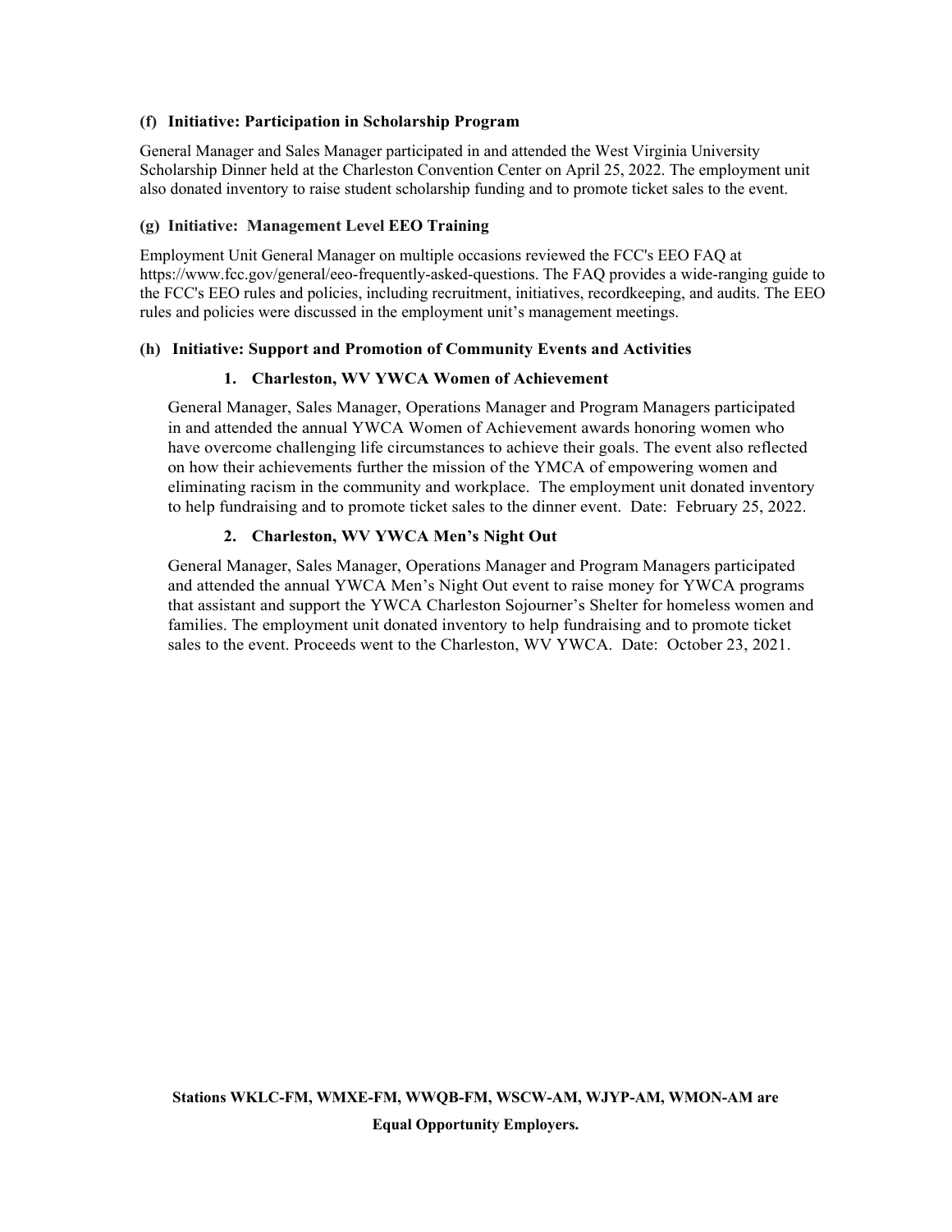**(f) Initiative: Participation in Scholarship Program**

General Manager and Sales Manager participated in and attended the West Virginia University Scholarship Dinner held at the Charleston Convention Center on April 25, 2022. The employment unit also donated inventory to raise student scholarship funding and to promote ticket sales to the event.

**(g) Initiative: Management Level EEO Training**

Employment Unit General Manager on multiple occasions reviewed the FCC's EEO FAQ at https://www.fcc.gov/general/eeo-frequently-asked-questions. The FAQ provides a wide-ranging guide to the FCC's EEO rules and policies, including recruitment, initiatives, recordkeeping, and audits. The EEO rules and policies were discussed in the employment unit's management meetings.

**(h) Initiative: Support and Promotion of Community Events and Activities**

**1. Charleston, WV YWCA Women of Achievement**

General Manager, Sales Manager, Operations Manager and Program Managers participated in and attended the annual YWCA Women of Achievement awards honoring women who have overcome challenging life circumstances to achieve their goals. The event also reflected on how their achievements further the mission of the YMCA of empowering women and eliminating racism in the community and workplace. The employment unit donated inventory to help fundraising and to promote ticket sales to the dinner event. Date: February 25, 2022.

**2. Charleston, WV YWCA Men's Night Out**

General Manager, Sales Manager, Operations Manager and Program Managers participated and attended the annual YWCA Men's Night Out event to raise money for YWCA programs that assistant and support the YWCA Charleston Sojourner's Shelter for homeless women and families. The employment unit donated inventory to help fundraising and to promote ticket sales to the event. Proceeds went to the Charleston, WV YWCA. Date: October 23, 2021.

**Stations WKLC-FM, WMXE-FM, WWQB-FM, WSCW-AM, WJYP-AM, WMON-AM are Equal Opportunity Employers.**